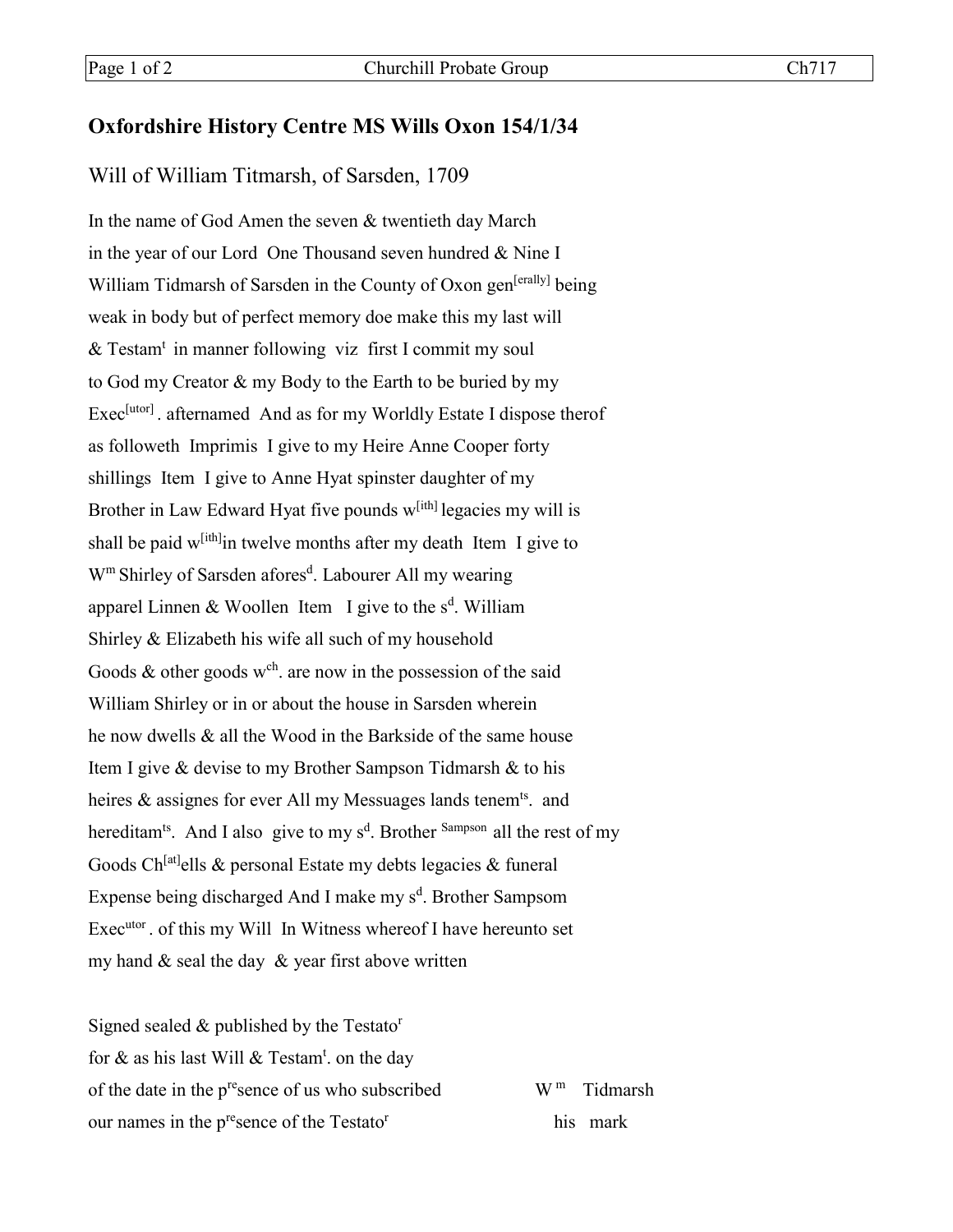## Oxfordshire History Centre MS Wills Oxon 154/1/34

Will of William Titmarsh, of Sarsden, 1709

In the name of God Amen the seven & twentieth day March
in the year of our Lord One Thousand seven hundred & Nine I
William Tidmarsh of Sarsden in the County of Oxon gen[erally] being
weak in body but of perfect memory doe make this my last will
& Testam[t] in manner following viz first I commit my soul
to God my Creator & my Body to the Earth to be buried by my
Exec[utor]. afternamed And as for my Worldly Estate I dispose therof
as followeth Imprimis I give to my Heire Anne Cooper forty
shillings Item I give to Anne Hyat spinster daughter of my
Brother in Law Edward Hyat five pounds w[ith] legacies my will is
shall be paid w[ith]in twelve months after my death Item I give to
W[m] Shirley of Sarsden afores[d]. Labourer All my wearing
apparel Linnen & Woollen Item I give to the s[d]. William
Shirley & Elizabeth his wife all such of my household
Goods & other goods w[ch]. are now in the possession of the said
William Shirley or in or about the house in Sarsden wherein
he now dwells & all the Wood in the Barkside of the same house
Item I give & devise to my Brother Sampson Tidmarsh & to his
heires & assignes for ever All my Messuages lands tenem[ts]. and
hereditam[ts]. And I also give to my s[d]. Brother [Sampson] all the rest of my
Goods Ch[at]ells & personal Estate my debts legacies & funeral
Expense being discharged And I make my s[d]. Brother Sampsom
Exec[utor]. of this my Will In Witness whereof I have hereunto set
my hand & seal the day & year first above written

Signed sealed & published by the Testato[r]
for & as his last Will & Testam[t]. on the day
of the date in the p[re]sence of us who subscribed
our names in the p[re]sence of the Testato[r]

W[m] Tidmarsh
his mark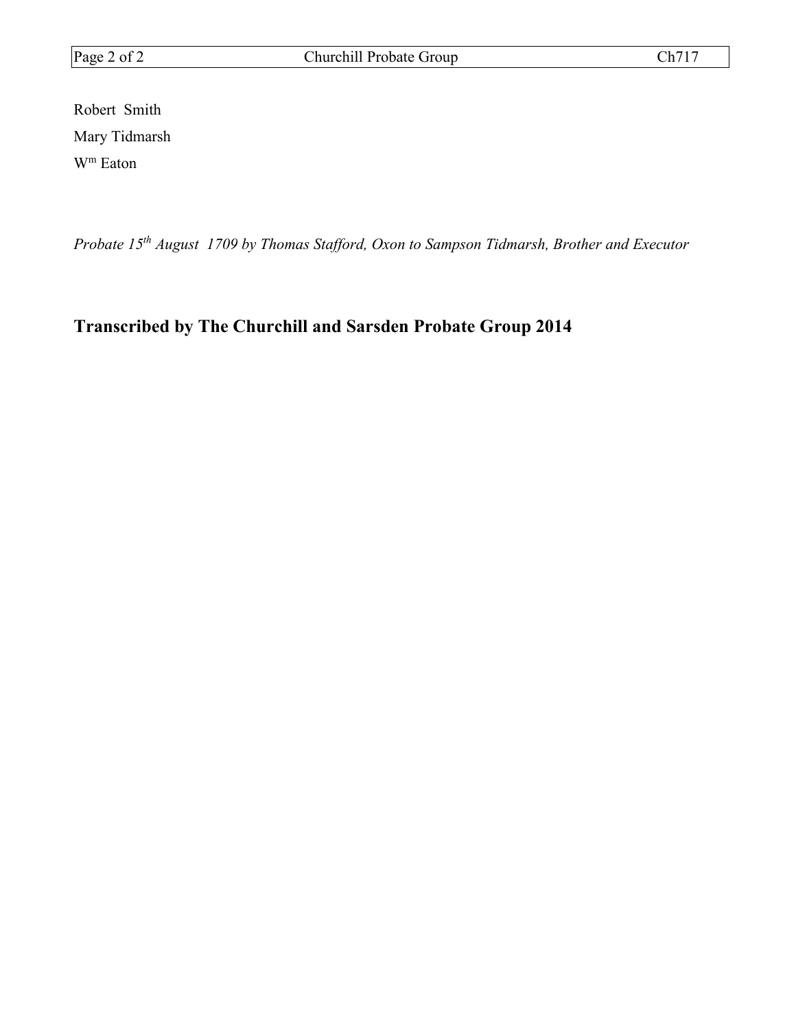Robert Smith

Mary Tidmarsh

W^m^ Eaton

*Probate 15th August 1709 by Thomas Stafford, Oxon to Sampson Tidmarsh, Brother and Executor*

**Transcribed by The Churchill and Sarsden Probate Group 2014**